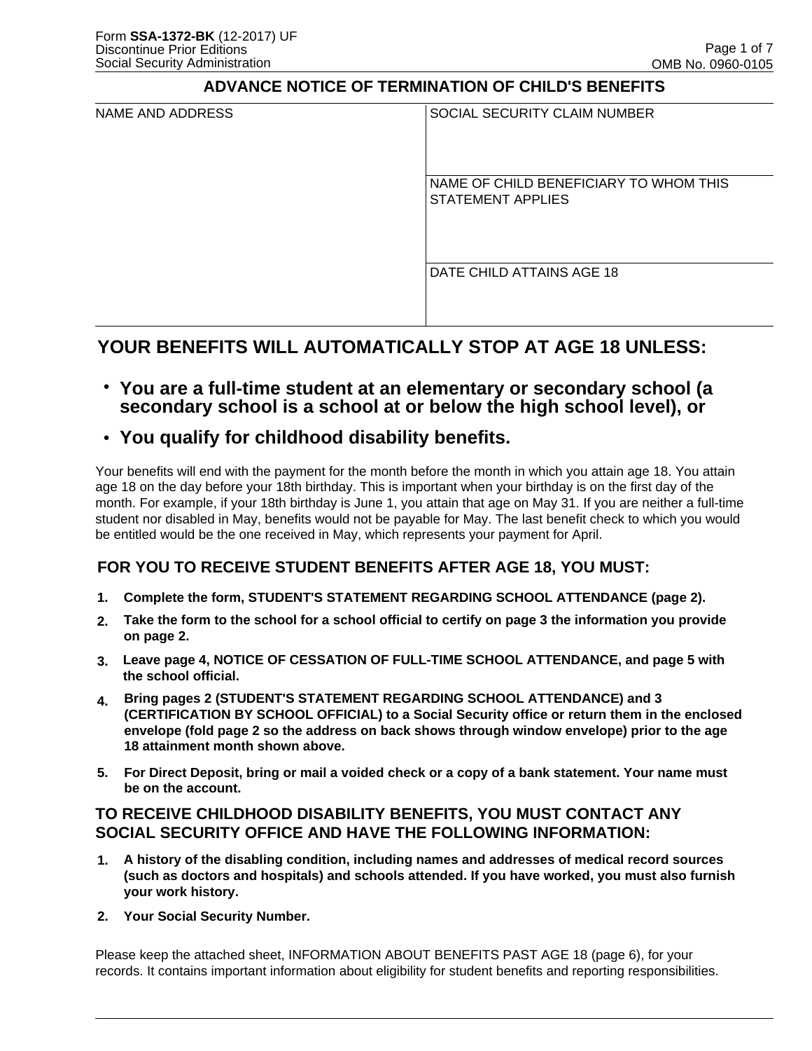Form **SSA-1372-BK** (12-2017) UF
Discontinue Prior Editions
Social Security Administration

OMB No. 0960-0105

# ADVANCE NOTICE OF TERMINATION OF CHILD'S BENEFITS

| NAME AND ADDRESS | SOCIAL SECURITY CLAIM NUMBER |
|---|---|
| | NAME OF CHILD BENEFICIARY TO WHOM THIS STATEMENT APPLIES |
| | DATE CHILD ATTAINS AGE 18 |

## YOUR BENEFITS WILL AUTOMATICALLY STOP AT AGE 18 UNLESS:

- **You are a full-time student at an elementary or secondary school (a secondary school is a school at or below the high school level), or**
- **You qualify for childhood disability benefits.**

Your benefits will end with the payment for the month before the month in which you attain age 18. You attain age 18 on the day before your 18th birthday. This is important when your birthday is on the first day of the month. For example, if your 18th birthday is June 1, you attain that age on May 31. If you are neither a full-time student nor disabled in May, benefits would not be payable for May. The last benefit check to which you would be entitled would be the one received in May, which represents your payment for April.

### FOR YOU TO RECEIVE STUDENT BENEFITS AFTER AGE 18, YOU MUST:

1. **Complete the form, STUDENT'S STATEMENT REGARDING SCHOOL ATTENDANCE (page 2).**
2. **Take the form to the school for a school official to certify on page 3 the information you provide on page 2.**
3. **Leave page 4, NOTICE OF CESSATION OF FULL-TIME SCHOOL ATTENDANCE, and page 5 with the school official.**
4. **Bring pages 2 (STUDENT'S STATEMENT REGARDING SCHOOL ATTENDANCE) and 3 (CERTIFICATION BY SCHOOL OFFICIAL) to a Social Security office or return them in the enclosed envelope (fold page 2 so the address on back shows through window envelope) prior to the age 18 attainment month shown above.**
5. **For Direct Deposit, bring or mail a voided check or a copy of a bank statement. Your name must be on the account.**

### TO RECEIVE CHILDHOOD DISABILITY BENEFITS, YOU MUST CONTACT ANY SOCIAL SECURITY OFFICE AND HAVE THE FOLLOWING INFORMATION:

1. **A history of the disabling condition, including names and addresses of medical record sources (such as doctors and hospitals) and schools attended. If you have worked, you must also furnish your work history.**
2. **Your Social Security Number.**

Please keep the attached sheet, INFORMATION ABOUT BENEFITS PAST AGE 18 (page 6), for your records. It contains important information about eligibility for student benefits and reporting responsibilities.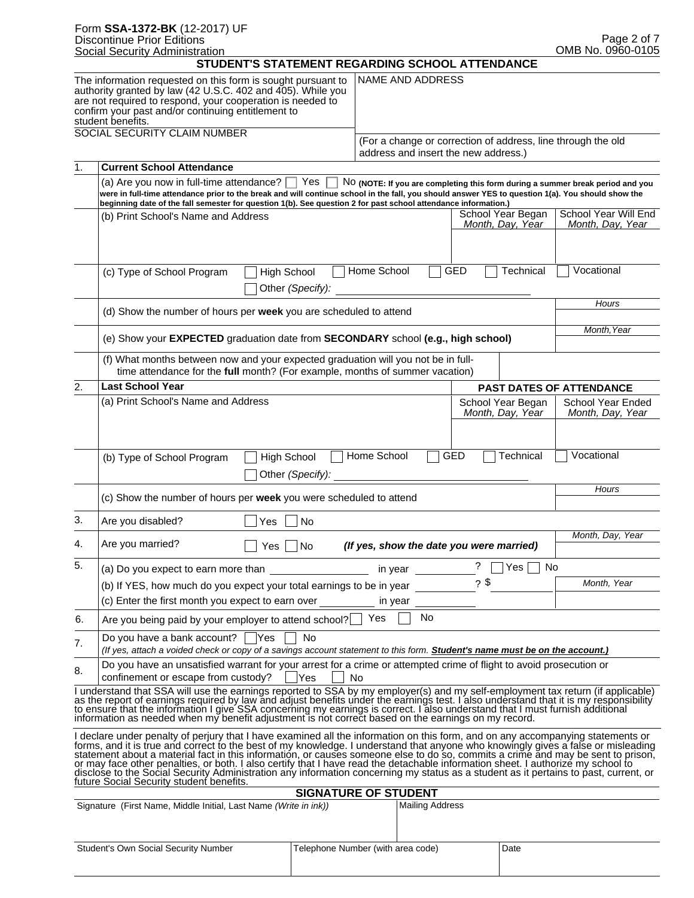Form **SSA-1372-BK** (12-2017) UF
Discontinue Prior Editions
Social Security Administration

OMB No. 0960-0105

# STUDENT'S STATEMENT REGARDING SCHOOL ATTENDANCE

The information requested on this form is sought pursuant to authority granted by law (42 U.S.C. 402 and 405). While you are not required to respond, your cooperation is needed to confirm your past and/or continuing entitlement to student benefits.

SOCIAL SECURITY CLAIM NUMBER

NAME AND ADDRESS

(For a change or correction of address, line through the old address and insert the new address.)

**1. Current School Attendance**

(a) Are you now in full-time attendance? ☐ Yes ☐ No **(NOTE: If you are completing this form during a summer break period and you were in full-time attendance prior to the break and will continue school in the fall, you should answer YES to question 1(a). You should show the beginning date of the fall semester for question 1(b). See question 2 for past school attendance information.)**

| (b) Print School's Name and Address | School Year Began *Month, Day, Year* | School Year Will End *Month, Day, Year* |
|---|---|---|
| | | |

(c) Type of School Program ☐ High School ☐ Home School ☐ GED ☐ Technical ☐ Vocational ☐ Other *(Specify):* ________________

(d) Show the number of hours per **week** you are scheduled to attend — *Hours* ______

(e) Show your **EXPECTED** graduation date from **SECONDARY** school **(e.g., high school)** — *Month, Year* ______

(f) What months between now and your expected graduation will you not be in full-time attendance for the **full** month? (For example, months of summer vacation) ______

**2. Last School Year** — **PAST DATES OF ATTENDANCE**

| (a) Print School's Name and Address | School Year Began *Month, Day, Year* | School Year Ended *Month, Day, Year* |
|---|---|---|
| | | |

(b) Type of School Program ☐ High School ☐ Home School ☐ GED ☐ Technical ☐ Vocational ☐ Other *(Specify):* ________________

(c) Show the number of hours per **week** you were scheduled to attend — *Hours* ______

3. Are you disabled? ☐ Yes ☐ No

4. Are you married? ☐ Yes ☐ No ***(If yes, show the date you were married)*** — *Month, Day, Year* ______

5. (a) Do you expect to earn more than ____________ in year ________? ☐ Yes ☐ No

(b) If YES, how much do you expect your total earnings to be in year ________? $ ________

(c) Enter the first month you expect to earn over ________ in year ________ — *Month, Year* ______

6. Are you being paid by your employer to attend school? ☐ Yes ☐ No

7. Do you have a bank account? ☐ Yes ☐ No
*(If yes, attach a voided check or copy of a savings account statement to this form.* ***Student's name must be on the account.)***

8. Do you have an unsatisfied warrant for your arrest for a crime or attempted crime of flight to avoid prosecution or confinement or escape from custody? ☐ Yes ☐ No

I understand that SSA will use the earnings reported to SSA by my employer(s) and my self-employment tax return (if applicable) as the report of earnings required by law and adjust benefits under the earnings test. I also understand that it is my responsibility to ensure that the information I give SSA concerning my earnings is correct. I also understand that I must furnish additional information as needed when my benefit adjustment is not correct based on the earnings on my record.

I declare under penalty of perjury that I have examined all the information on this form, and on any accompanying statements or forms, and it is true and correct to the best of my knowledge. I understand that anyone who knowingly gives a false or misleading statement about a material fact in this information, or causes someone else to do so, commits a crime and may be sent to prison, or may face other penalties, or both. I also certify that I have read the detachable information sheet. I authorize my school to disclose to the Social Security Administration any information concerning my status as a student as it pertains to past, current, or future Social Security student benefits.

## SIGNATURE OF STUDENT

| Signature (First Name, Middle Initial, Last Name *(Write in ink)*) | | Mailing Address |
|---|---|---|
| | | |
| **Student's Own Social Security Number** | **Telephone Number (with area code)** | **Date** |
| | | |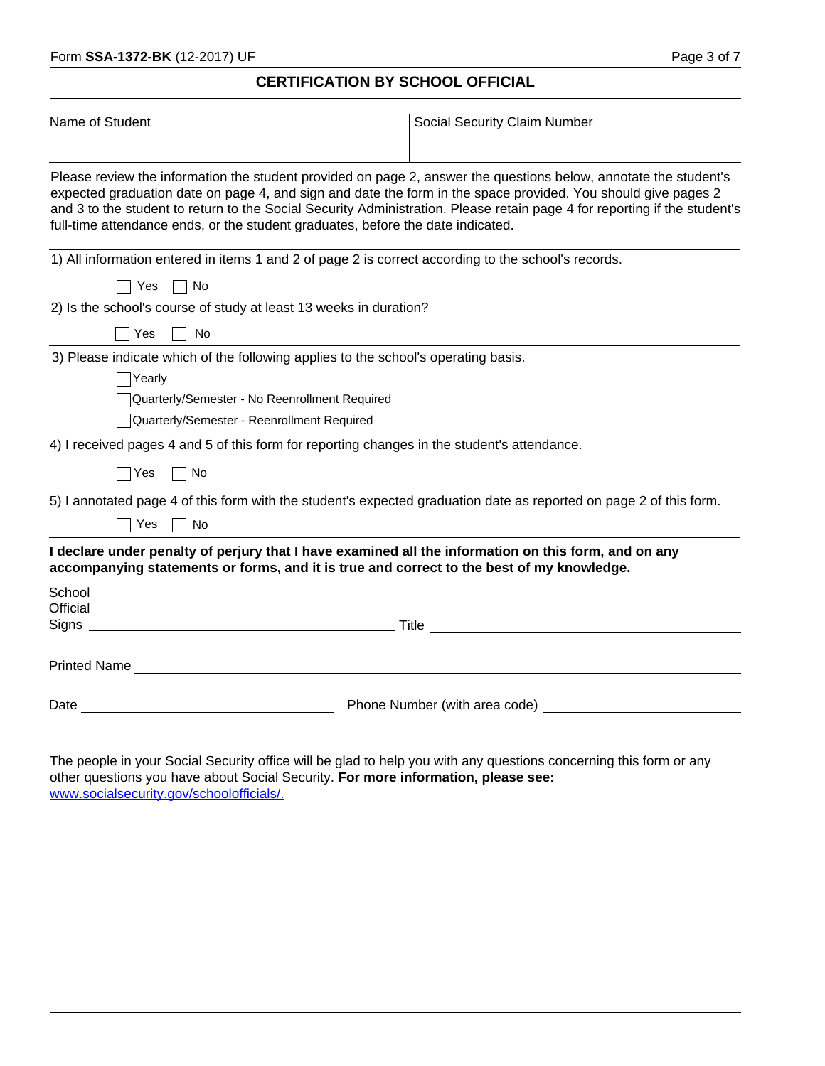## CERTIFICATION BY SCHOOL OFFICIAL

| Name of Student | Social Security Claim Number |
| --- | --- |
| | |

Please review the information the student provided on page 2, answer the questions below, annotate the student's expected graduation date on page 4, and sign and date the form in the space provided. You should give pages 2 and 3 to the student to return to the Social Security Administration. Please retain page 4 for reporting if the student's full-time attendance ends, or the student graduates, before the date indicated.

1) All information entered in items 1 and 2 of page 2 is correct according to the school's records.

☐ Yes ☐ No

2) Is the school's course of study at least 13 weeks in duration?

☐ Yes ☐ No

3) Please indicate which of the following applies to the school's operating basis.

☐ Yearly

☐ Quarterly/Semester - No Reenrollment Required

☐ Quarterly/Semester - Reenrollment Required

4) I received pages 4 and 5 of this form for reporting changes in the student's attendance.

☐ Yes ☐ No

5) I annotated page 4 of this form with the student's expected graduation date as reported on page 2 of this form.

☐ Yes ☐ No

**I declare under penalty of perjury that I have examined all the information on this form, and on any accompanying statements or forms, and it is true and correct to the best of my knowledge.**

School Official Signs ____________________ Title ____________________

Printed Name ____________________

Date ____________________ Phone Number (with area code) ____________________

The people in your Social Security office will be glad to help you with any questions concerning this form or any other questions you have about Social Security. **For more information, please see:** www.socialsecurity.gov/schoolofficials/.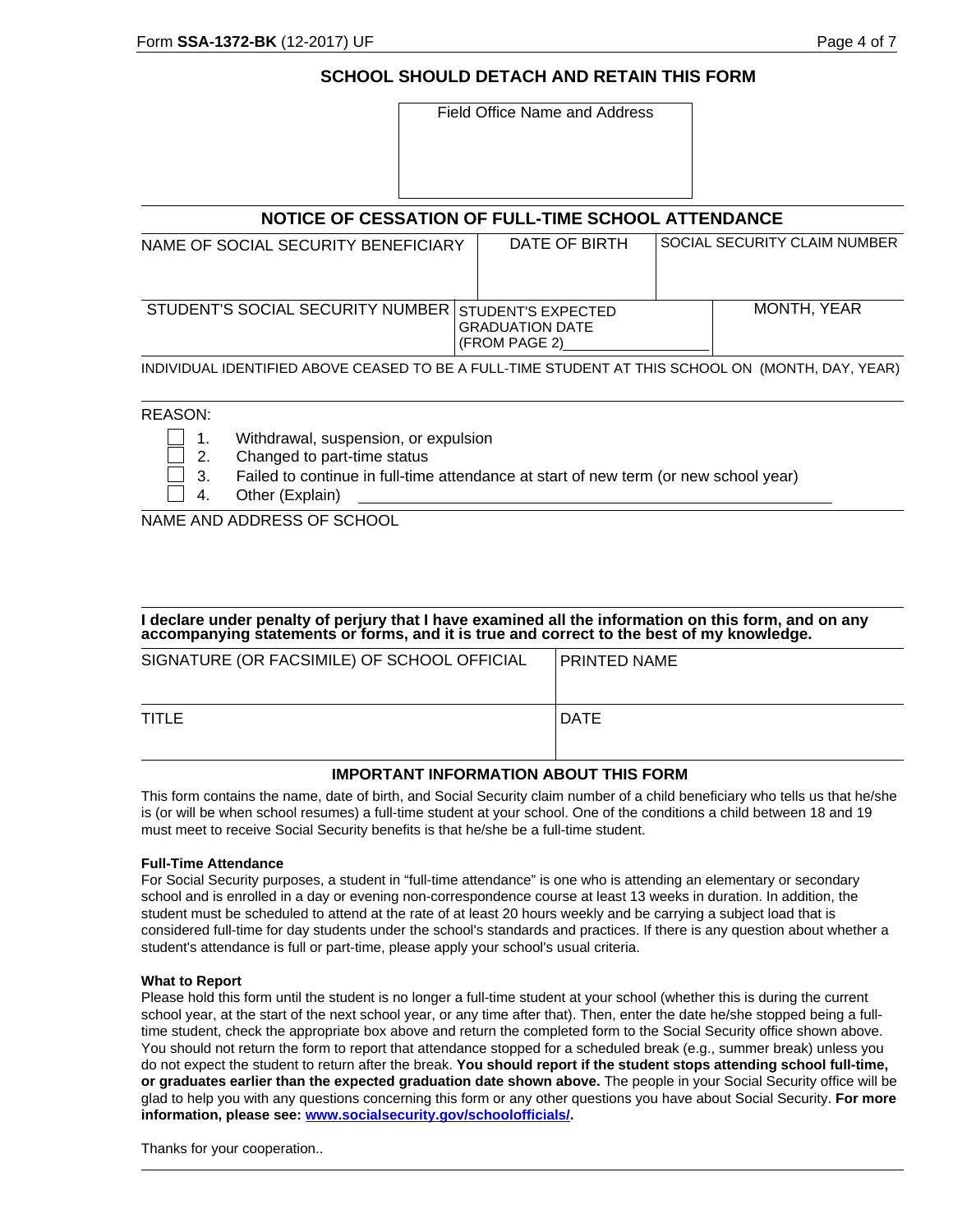## SCHOOL SHOULD DETACH AND RETAIN THIS FORM

| Field Office Name and Address |
|---|
| |

## NOTICE OF CESSATION OF FULL-TIME SCHOOL ATTENDANCE

| NAME OF SOCIAL SECURITY BENEFICIARY | DATE OF BIRTH | SOCIAL SECURITY CLAIM NUMBER |
|---|---|---|
| | | |

| STUDENT'S SOCIAL SECURITY NUMBER | STUDENT'S EXPECTED GRADUATION DATE (FROM PAGE 2) | MONTH, YEAR |
|---|---|---|
| | | |

INDIVIDUAL IDENTIFIED ABOVE CEASED TO BE A FULL-TIME STUDENT AT THIS SCHOOL ON (MONTH, DAY, YEAR)

REASON:

- ☐ 1. Withdrawal, suspension, or expulsion
- ☐ 2. Changed to part-time status
- ☐ 3. Failed to continue in full-time attendance at start of new term (or new school year)
- ☐ 4. Other (Explain) ______________________________

NAME AND ADDRESS OF SCHOOL

**I declare under penalty of perjury that I have examined all the information on this form, and on any accompanying statements or forms, and it is true and correct to the best of my knowledge.**

| SIGNATURE (OR FACSIMILE) OF SCHOOL OFFICIAL | PRINTED NAME |
|---|---|
| TITLE | DATE |

### IMPORTANT INFORMATION ABOUT THIS FORM

This form contains the name, date of birth, and Social Security claim number of a child beneficiary who tells us that he/she is (or will be when school resumes) a full-time student at your school. One of the conditions a child between 18 and 19 must meet to receive Social Security benefits is that he/she be a full-time student.

**Full-Time Attendance**

For Social Security purposes, a student in "full-time attendance" is one who is attending an elementary or secondary school and is enrolled in a day or evening non-correspondence course at least 13 weeks in duration. In addition, the student must be scheduled to attend at the rate of at least 20 hours weekly and be carrying a subject load that is considered full-time for day students under the school's standards and practices. If there is any question about whether a student's attendance is full or part-time, please apply your school's usual criteria.

**What to Report**

Please hold this form until the student is no longer a full-time student at your school (whether this is during the current school year, at the start of the next school year, or any time after that). Then, enter the date he/she stopped being a full-time student, check the appropriate box above and return the completed form to the Social Security office shown above. You should not return the form to report that attendance stopped for a scheduled break (e.g., summer break) unless you do not expect the student to return after the break. **You should report if the student stops attending school full-time, or graduates earlier than the expected graduation date shown above.** The people in your Social Security office will be glad to help you with any questions concerning this form or any other questions you have about Social Security. **For more information, please see: www.socialsecurity.gov/schoolofficials/.**

Thanks for your cooperation..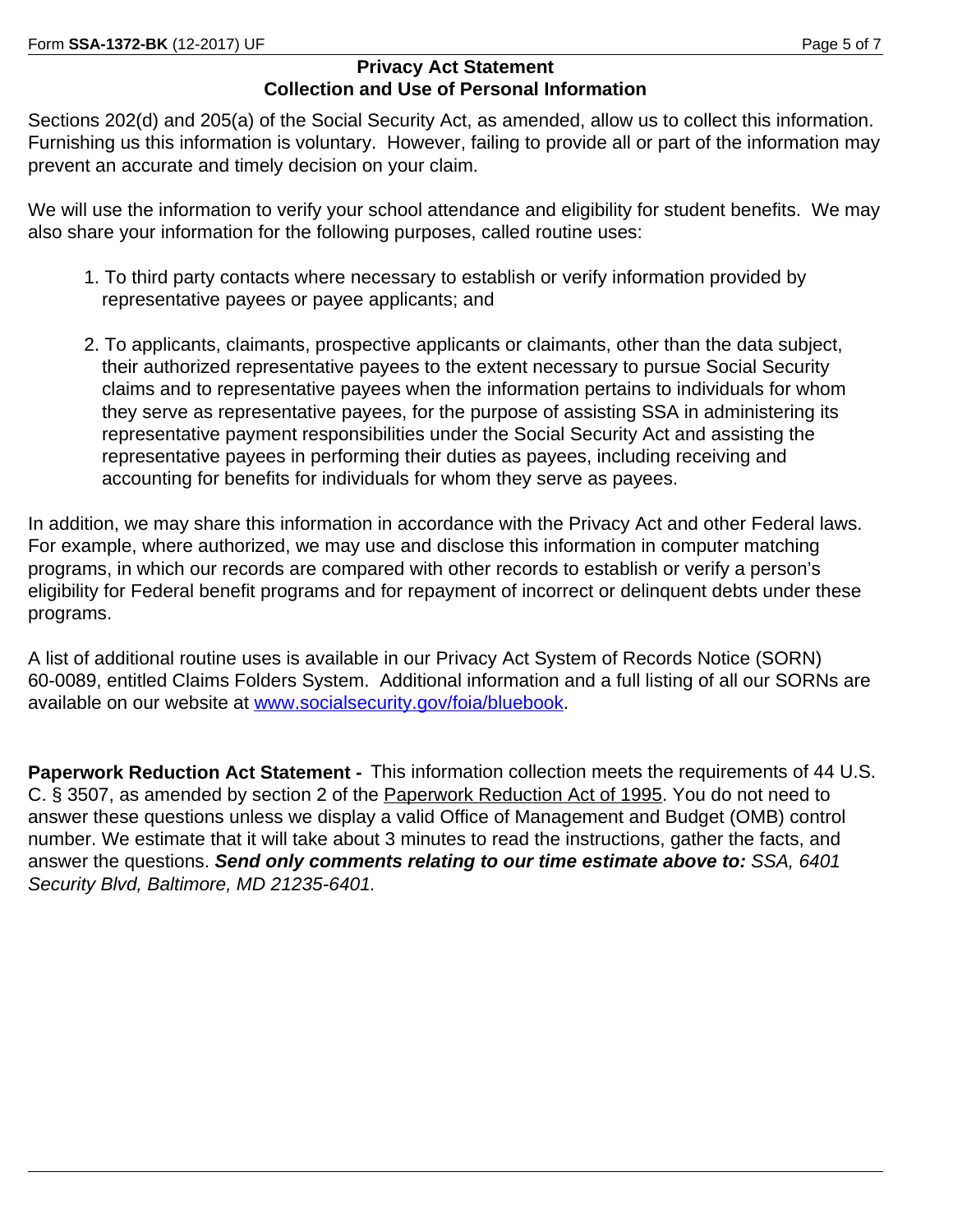## Privacy Act Statement
## Collection and Use of Personal Information

Sections 202(d) and 205(a) of the Social Security Act, as amended, allow us to collect this information. Furnishing us this information is voluntary. However, failing to provide all or part of the information may prevent an accurate and timely decision on your claim.

We will use the information to verify your school attendance and eligibility for student benefits. We may also share your information for the following purposes, called routine uses:

1. To third party contacts where necessary to establish or verify information provided by representative payees or payee applicants; and

2. To applicants, claimants, prospective applicants or claimants, other than the data subject, their authorized representative payees to the extent necessary to pursue Social Security claims and to representative payees when the information pertains to individuals for whom they serve as representative payees, for the purpose of assisting SSA in administering its representative payment responsibilities under the Social Security Act and assisting the representative payees in performing their duties as payees, including receiving and accounting for benefits for individuals for whom they serve as payees.

In addition, we may share this information in accordance with the Privacy Act and other Federal laws. For example, where authorized, we may use and disclose this information in computer matching programs, in which our records are compared with other records to establish or verify a person's eligibility for Federal benefit programs and for repayment of incorrect or delinquent debts under these programs.

A list of additional routine uses is available in our Privacy Act System of Records Notice (SORN) 60-0089, entitled Claims Folders System. Additional information and a full listing of all our SORNs are available on our website at [www.socialsecurity.gov/foia/bluebook](www.socialsecurity.gov/foia/bluebook).

**Paperwork Reduction Act Statement -** This information collection meets the requirements of 44 U.S. C. § 3507, as amended by section 2 of the Paperwork Reduction Act of 1995. You do not need to answer these questions unless we display a valid Office of Management and Budget (OMB) control number. We estimate that it will take about 3 minutes to read the instructions, gather the facts, and answer the questions. ***Send only comments relating to our time estimate above to:*** *SSA, 6401 Security Blvd, Baltimore, MD 21235-6401.*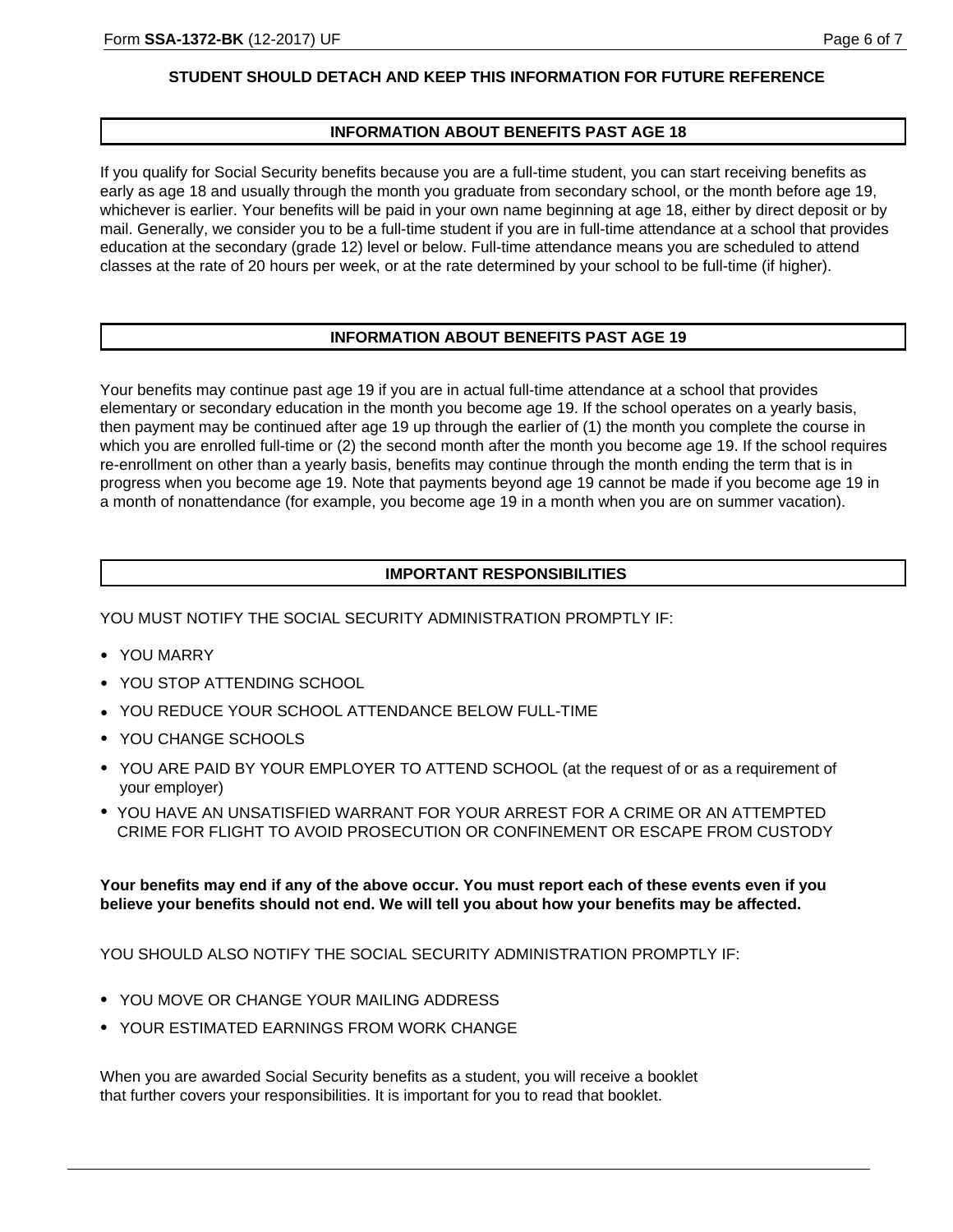**STUDENT SHOULD DETACH AND KEEP THIS INFORMATION FOR FUTURE REFERENCE**

## INFORMATION ABOUT BENEFITS PAST AGE 18

If you qualify for Social Security benefits because you are a full-time student, you can start receiving benefits as early as age 18 and usually through the month you graduate from secondary school, or the month before age 19, whichever is earlier. Your benefits will be paid in your own name beginning at age 18, either by direct deposit or by mail. Generally, we consider you to be a full-time student if you are in full-time attendance at a school that provides education at the secondary (grade 12) level or below. Full-time attendance means you are scheduled to attend classes at the rate of 20 hours per week, or at the rate determined by your school to be full-time (if higher).

## INFORMATION ABOUT BENEFITS PAST AGE 19

Your benefits may continue past age 19 if you are in actual full-time attendance at a school that provides elementary or secondary education in the month you become age 19. If the school operates on a yearly basis, then payment may be continued after age 19 up through the earlier of (1) the month you complete the course in which you are enrolled full-time or (2) the second month after the month you become age 19. If the school requires re-enrollment on other than a yearly basis, benefits may continue through the month ending the term that is in progress when you become age 19. Note that payments beyond age 19 cannot be made if you become age 19 in a month of nonattendance (for example, you become age 19 in a month when you are on summer vacation).

## IMPORTANT RESPONSIBILITIES

YOU MUST NOTIFY THE SOCIAL SECURITY ADMINISTRATION PROMPTLY IF:

- YOU MARRY
- YOU STOP ATTENDING SCHOOL
- YOU REDUCE YOUR SCHOOL ATTENDANCE BELOW FULL-TIME
- YOU CHANGE SCHOOLS
- YOU ARE PAID BY YOUR EMPLOYER TO ATTEND SCHOOL (at the request of or as a requirement of your employer)
- YOU HAVE AN UNSATISFIED WARRANT FOR YOUR ARREST FOR A CRIME OR AN ATTEMPTED CRIME FOR FLIGHT TO AVOID PROSECUTION OR CONFINEMENT OR ESCAPE FROM CUSTODY

**Your benefits may end if any of the above occur. You must report each of these events even if you believe your benefits should not end. We will tell you about how your benefits may be affected.**

YOU SHOULD ALSO NOTIFY THE SOCIAL SECURITY ADMINISTRATION PROMPTLY IF:

- YOU MOVE OR CHANGE YOUR MAILING ADDRESS
- YOUR ESTIMATED EARNINGS FROM WORK CHANGE

When you are awarded Social Security benefits as a student, you will receive a booklet that further covers your responsibilities. It is important for you to read that booklet.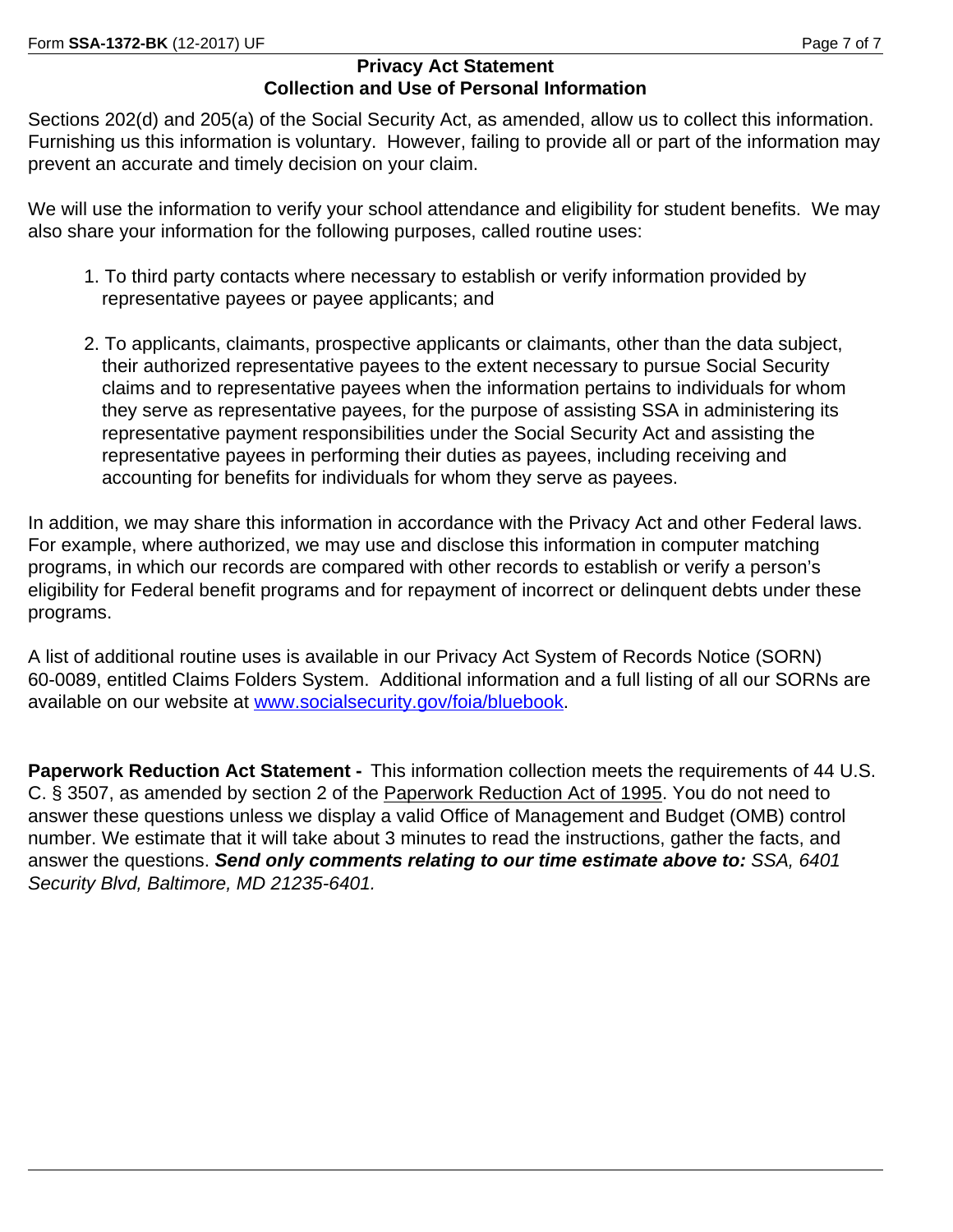## Privacy Act Statement
## Collection and Use of Personal Information

Sections 202(d) and 205(a) of the Social Security Act, as amended, allow us to collect this information. Furnishing us this information is voluntary. However, failing to provide all or part of the information may prevent an accurate and timely decision on your claim.

We will use the information to verify your school attendance and eligibility for student benefits. We may also share your information for the following purposes, called routine uses:

1. To third party contacts where necessary to establish or verify information provided by representative payees or payee applicants; and

2. To applicants, claimants, prospective applicants or claimants, other than the data subject, their authorized representative payees to the extent necessary to pursue Social Security claims and to representative payees when the information pertains to individuals for whom they serve as representative payees, for the purpose of assisting SSA in administering its representative payment responsibilities under the Social Security Act and assisting the representative payees in performing their duties as payees, including receiving and accounting for benefits for individuals for whom they serve as payees.

In addition, we may share this information in accordance with the Privacy Act and other Federal laws. For example, where authorized, we may use and disclose this information in computer matching programs, in which our records are compared with other records to establish or verify a person's eligibility for Federal benefit programs and for repayment of incorrect or delinquent debts under these programs.

A list of additional routine uses is available in our Privacy Act System of Records Notice (SORN) 60-0089, entitled Claims Folders System. Additional information and a full listing of all our SORNs are available on our website at [www.socialsecurity.gov/foia/bluebook](http://www.socialsecurity.gov/foia/bluebook).

**Paperwork Reduction Act Statement -** This information collection meets the requirements of 44 U.S. C. § 3507, as amended by section 2 of the Paperwork Reduction Act of 1995. You do not need to answer these questions unless we display a valid Office of Management and Budget (OMB) control number. We estimate that it will take about 3 minutes to read the instructions, gather the facts, and answer the questions. ***Send only comments relating to our time estimate above to:*** *SSA, 6401 Security Blvd, Baltimore, MD 21235-6401.*